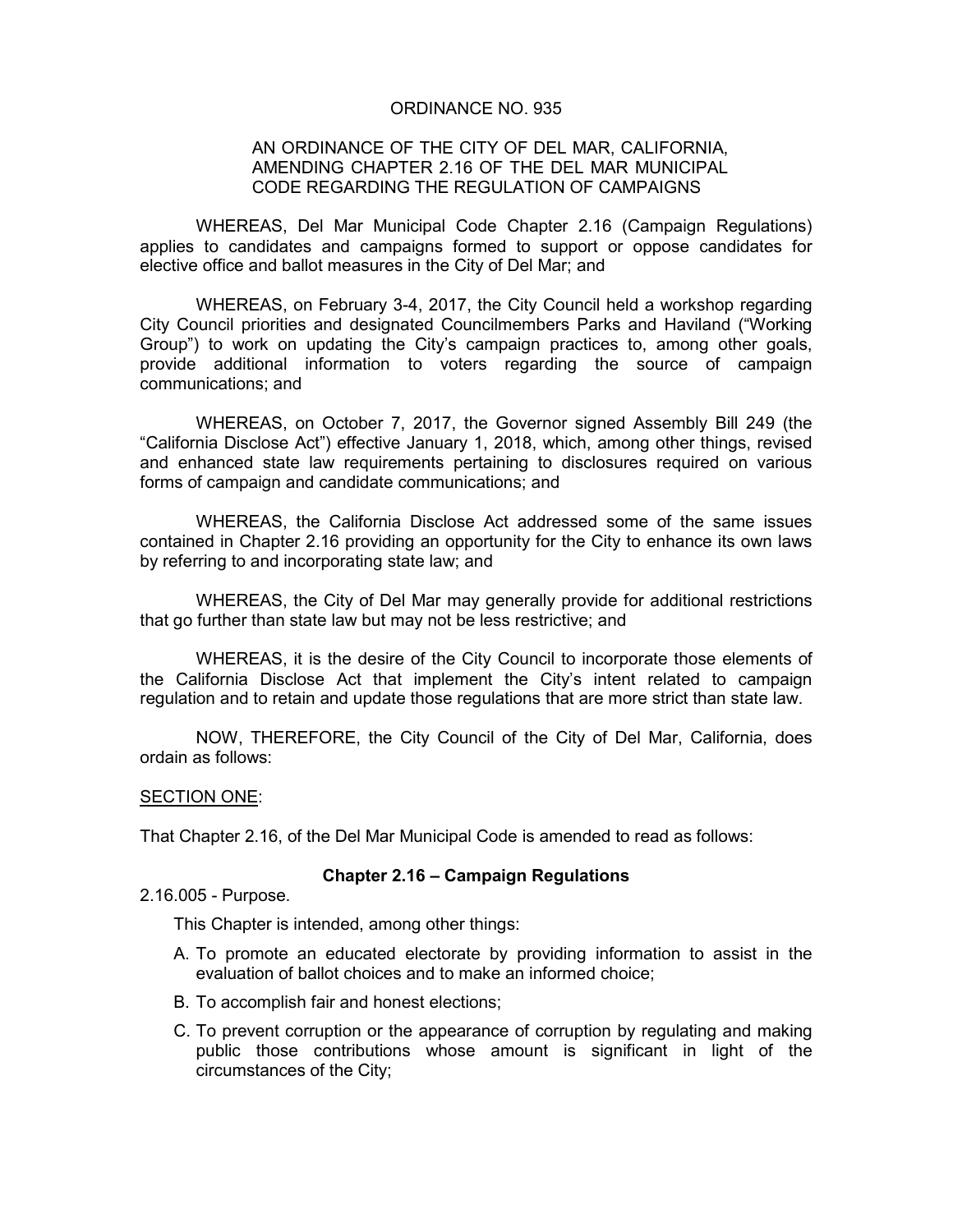# ORDINANCE NO. 935

## AN ORDINANCE OF THE CITY OF DEL MAR, CALIFORNIA, AMENDING CHAPTER 2.16 OF THE DEL MAR MUNICIPAL CODE REGARDING THE REGULATION OF CAMPAIGNS

WHEREAS, Del Mar Municipal Code Chapter 2.16 (Campaign Regulations) applies to candidates and campaigns formed to support or oppose candidates for elective office and ballot measures in the City of Del Mar; and

WHEREAS, on February 3-4, 2017, the City Council held a workshop regarding City Council priorities and designated Councilmembers Parks and Haviland ("Working Group") to work on updating the City's campaign practices to, among other goals, provide additional information to voters regarding the source of campaign communications; and

WHEREAS, on October 7, 2017, the Governor signed Assembly Bill 249 (the "California Disclose Act") effective January 1, 2018, which, among other things, revised and enhanced state law requirements pertaining to disclosures required on various forms of campaign and candidate communications; and

WHEREAS, the California Disclose Act addressed some of the same issues contained in Chapter 2.16 providing an opportunity for the City to enhance its own laws by referring to and incorporating state law; and

WHEREAS, the City of Del Mar may generally provide for additional restrictions that go further than state law but may not be less restrictive; and

WHEREAS, it is the desire of the City Council to incorporate those elements of the California Disclose Act that implement the City's intent related to campaign regulation and to retain and update those regulations that are more strict than state law.

NOW, THEREFORE, the City Council of the City of Del Mar, California, does ordain as follows:

SECTION ONE:

That Chapter 2.16, of the Del Mar Municipal Code is amended to read as follows:

### Chapter 2.16 – Campaign Regulations

2.16.005 - Purpose.

This Chapter is intended, among other things:

A. To promote an educated electorate by providing information to assist in the evaluation of ballot choices and to make an informed choice;

B. To accomplish fair and honest elections;

C. To prevent corruption or the appearance of corruption by regulating and making public those contributions whose amount is significant in light of the circumstances of the City;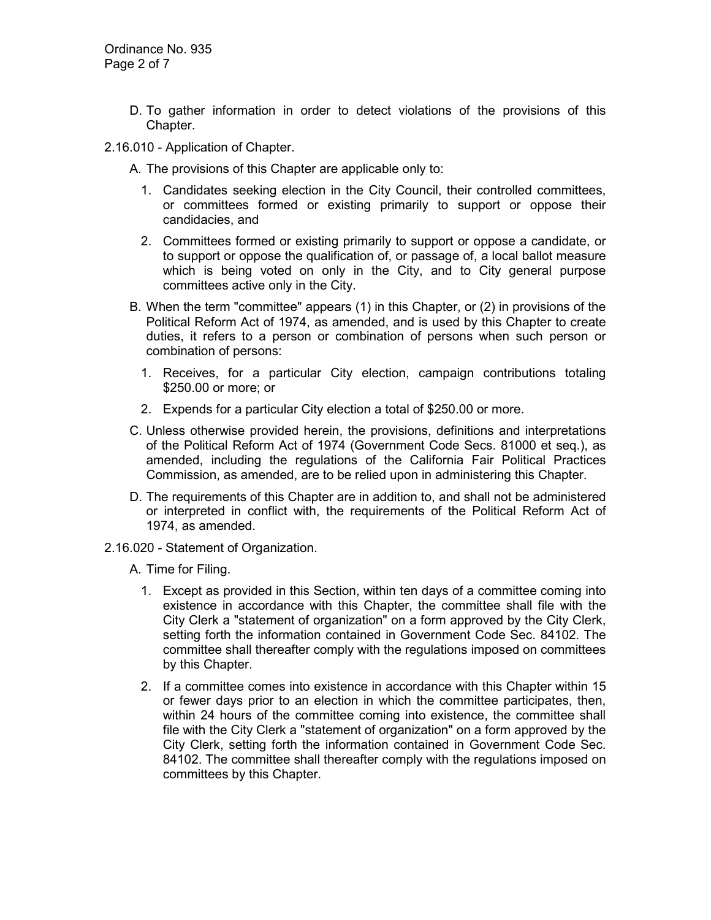D. To gather information in order to detect violations of the provisions of this Chapter.

2.16.010 - Application of Chapter.

A. The provisions of this Chapter are applicable only to:

   1. Candidates seeking election in the City Council, their controlled committees, or committees formed or existing primarily to support or oppose their candidacies, and

   2. Committees formed or existing primarily to support or oppose a candidate, or to support or oppose the qualification of, or passage of, a local ballot measure which is being voted on only in the City, and to City general purpose committees active only in the City.

B. When the term "committee" appears (1) in this Chapter, or (2) in provisions of the Political Reform Act of 1974, as amended, and is used by this Chapter to create duties, it refers to a person or combination of persons when such person or combination of persons:

   1. Receives, for a particular City election, campaign contributions totaling $250.00 or more; or

   2. Expends for a particular City election a total of $250.00 or more.

C. Unless otherwise provided herein, the provisions, definitions and interpretations of the Political Reform Act of 1974 (Government Code Secs. 81000 et seq.), as amended, including the regulations of the California Fair Political Practices Commission, as amended, are to be relied upon in administering this Chapter.

D. The requirements of this Chapter are in addition to, and shall not be administered or interpreted in conflict with, the requirements of the Political Reform Act of 1974, as amended.

2.16.020 - Statement of Organization.

A. Time for Filing.

   1. Except as provided in this Section, within ten days of a committee coming into existence in accordance with this Chapter, the committee shall file with the City Clerk a "statement of organization" on a form approved by the City Clerk, setting forth the information contained in Government Code Sec. 84102. The committee shall thereafter comply with the regulations imposed on committees by this Chapter.

   2. If a committee comes into existence in accordance with this Chapter within 15 or fewer days prior to an election in which the committee participates, then, within 24 hours of the committee coming into existence, the committee shall file with the City Clerk a "statement of organization" on a form approved by the City Clerk, setting forth the information contained in Government Code Sec. 84102. The committee shall thereafter comply with the regulations imposed on committees by this Chapter.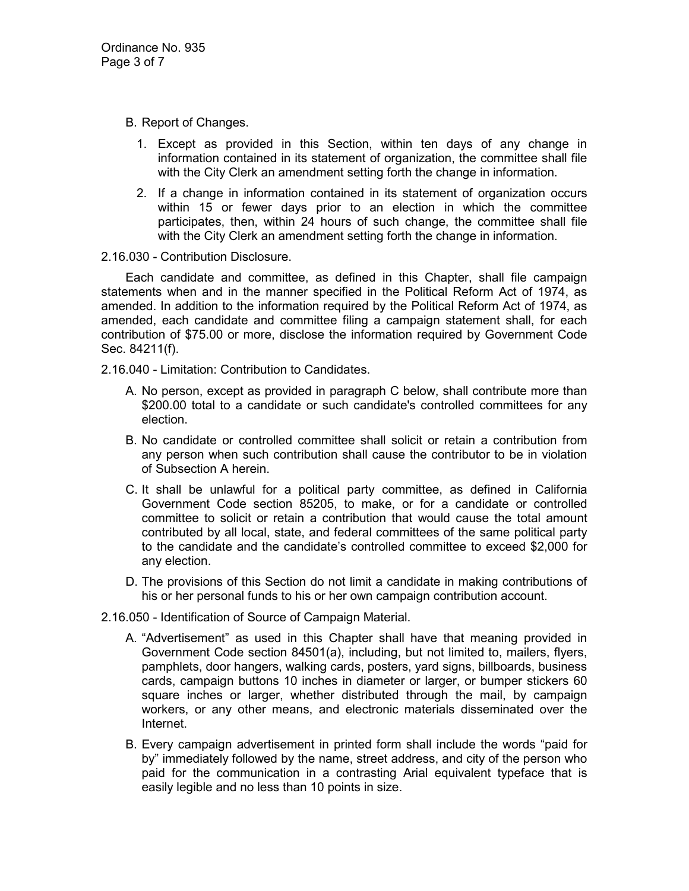B. Report of Changes.

1. Except as provided in this Section, within ten days of any change in information contained in its statement of organization, the committee shall file with the City Clerk an amendment setting forth the change in information.

2. If a change in information contained in its statement of organization occurs within 15 or fewer days prior to an election in which the committee participates, then, within 24 hours of such change, the committee shall file with the City Clerk an amendment setting forth the change in information.

2.16.030 - Contribution Disclosure.

Each candidate and committee, as defined in this Chapter, shall file campaign statements when and in the manner specified in the Political Reform Act of 1974, as amended. In addition to the information required by the Political Reform Act of 1974, as amended, each candidate and committee filing a campaign statement shall, for each contribution of $75.00 or more, disclose the information required by Government Code Sec. 84211(f).

2.16.040 - Limitation: Contribution to Candidates.

A. No person, except as provided in paragraph C below, shall contribute more than $200.00 total to a candidate or such candidate's controlled committees for any election.

B. No candidate or controlled committee shall solicit or retain a contribution from any person when such contribution shall cause the contributor to be in violation of Subsection A herein.

C. It shall be unlawful for a political party committee, as defined in California Government Code section 85205, to make, or for a candidate or controlled committee to solicit or retain a contribution that would cause the total amount contributed by all local, state, and federal committees of the same political party to the candidate and the candidate's controlled committee to exceed $2,000 for any election.

D. The provisions of this Section do not limit a candidate in making contributions of his or her personal funds to his or her own campaign contribution account.

2.16.050 - Identification of Source of Campaign Material.

A. "Advertisement" as used in this Chapter shall have that meaning provided in Government Code section 84501(a), including, but not limited to, mailers, flyers, pamphlets, door hangers, walking cards, posters, yard signs, billboards, business cards, campaign buttons 10 inches in diameter or larger, or bumper stickers 60 square inches or larger, whether distributed through the mail, by campaign workers, or any other means, and electronic materials disseminated over the Internet.

B. Every campaign advertisement in printed form shall include the words "paid for by" immediately followed by the name, street address, and city of the person who paid for the communication in a contrasting Arial equivalent typeface that is easily legible and no less than 10 points in size.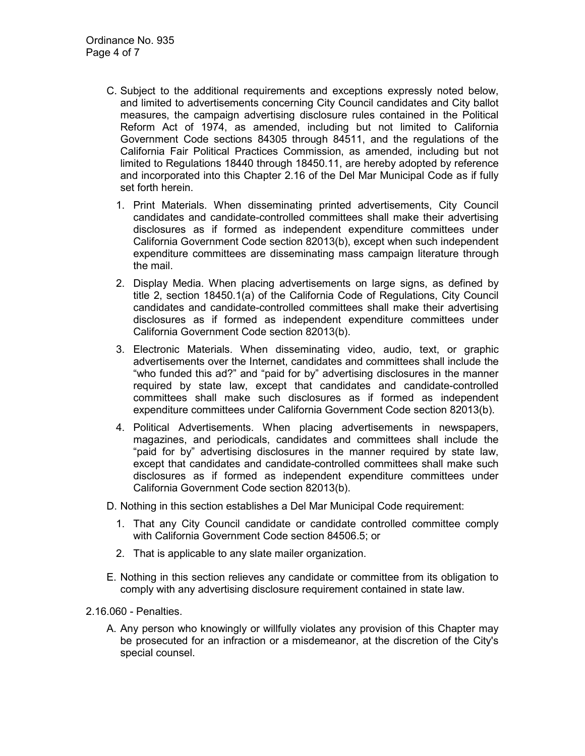C. Subject to the additional requirements and exceptions expressly noted below, and limited to advertisements concerning City Council candidates and City ballot measures, the campaign advertising disclosure rules contained in the Political Reform Act of 1974, as amended, including but not limited to California Government Code sections 84305 through 84511, and the regulations of the California Fair Political Practices Commission, as amended, including but not limited to Regulations 18440 through 18450.11, are hereby adopted by reference and incorporated into this Chapter 2.16 of the Del Mar Municipal Code as if fully set forth herein.

   1. Print Materials. When disseminating printed advertisements, City Council candidates and candidate-controlled committees shall make their advertising disclosures as if formed as independent expenditure committees under California Government Code section 82013(b), except when such independent expenditure committees are disseminating mass campaign literature through the mail.

   2. Display Media. When placing advertisements on large signs, as defined by title 2, section 18450.1(a) of the California Code of Regulations, City Council candidates and candidate-controlled committees shall make their advertising disclosures as if formed as independent expenditure committees under California Government Code section 82013(b).

   3. Electronic Materials. When disseminating video, audio, text, or graphic advertisements over the Internet, candidates and committees shall include the "who funded this ad?" and "paid for by" advertising disclosures in the manner required by state law, except that candidates and candidate-controlled committees shall make such disclosures as if formed as independent expenditure committees under California Government Code section 82013(b).

   4. Political Advertisements. When placing advertisements in newspapers, magazines, and periodicals, candidates and committees shall include the "paid for by" advertising disclosures in the manner required by state law, except that candidates and candidate-controlled committees shall make such disclosures as if formed as independent expenditure committees under California Government Code section 82013(b).

D. Nothing in this section establishes a Del Mar Municipal Code requirement:

   1. That any City Council candidate or candidate controlled committee comply with California Government Code section 84506.5; or

   2. That is applicable to any slate mailer organization.

E. Nothing in this section relieves any candidate or committee from its obligation to comply with any advertising disclosure requirement contained in state law.

2.16.060 - Penalties.

A. Any person who knowingly or willfully violates any provision of this Chapter may be prosecuted for an infraction or a misdemeanor, at the discretion of the City's special counsel.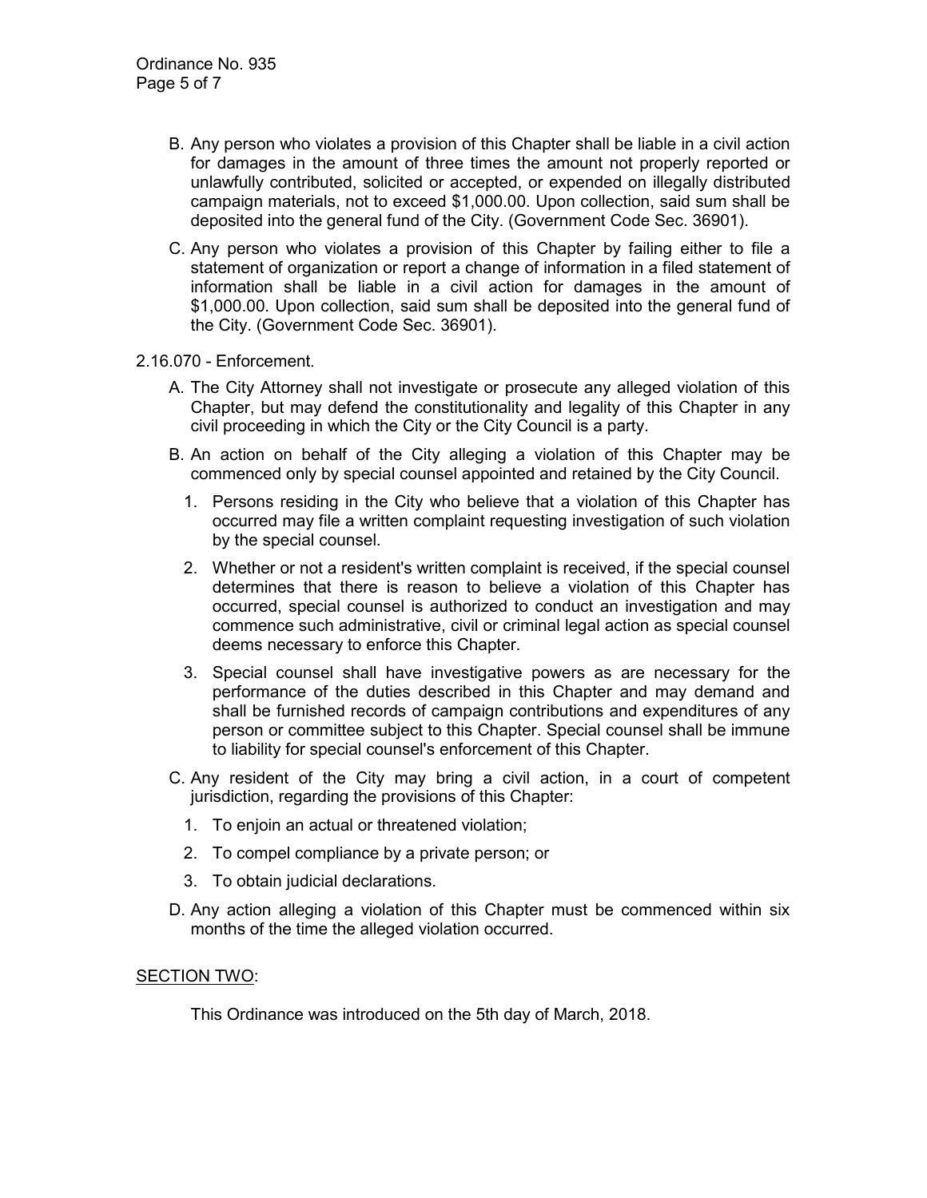B. Any person who violates a provision of this Chapter shall be liable in a civil action for damages in the amount of three times the amount not properly reported or unlawfully contributed, solicited or accepted, or expended on illegally distributed campaign materials, not to exceed $1,000.00. Upon collection, said sum shall be deposited into the general fund of the City. (Government Code Sec. 36901).

C. Any person who violates a provision of this Chapter by failing either to file a statement of organization or report a change of information in a filed statement of information shall be liable in a civil action for damages in the amount of $1,000.00. Upon collection, said sum shall be deposited into the general fund of the City. (Government Code Sec. 36901).

2.16.070 - Enforcement.

A. The City Attorney shall not investigate or prosecute any alleged violation of this Chapter, but may defend the constitutionality and legality of this Chapter in any civil proceeding in which the City or the City Council is a party.

B. An action on behalf of the City alleging a violation of this Chapter may be commenced only by special counsel appointed and retained by the City Council.

   1. Persons residing in the City who believe that a violation of this Chapter has occurred may file a written complaint requesting investigation of such violation by the special counsel.

   2. Whether or not a resident's written complaint is received, if the special counsel determines that there is reason to believe a violation of this Chapter has occurred, special counsel is authorized to conduct an investigation and may commence such administrative, civil or criminal legal action as special counsel deems necessary to enforce this Chapter.

   3. Special counsel shall have investigative powers as are necessary for the performance of the duties described in this Chapter and may demand and shall be furnished records of campaign contributions and expenditures of any person or committee subject to this Chapter. Special counsel shall be immune to liability for special counsel's enforcement of this Chapter.

C. Any resident of the City may bring a civil action, in a court of competent jurisdiction, regarding the provisions of this Chapter:

   1. To enjoin an actual or threatened violation;

   2. To compel compliance by a private person; or

   3. To obtain judicial declarations.

D. Any action alleging a violation of this Chapter must be commenced within six months of the time the alleged violation occurred.

SECTION TWO:

This Ordinance was introduced on the 5th day of March, 2018.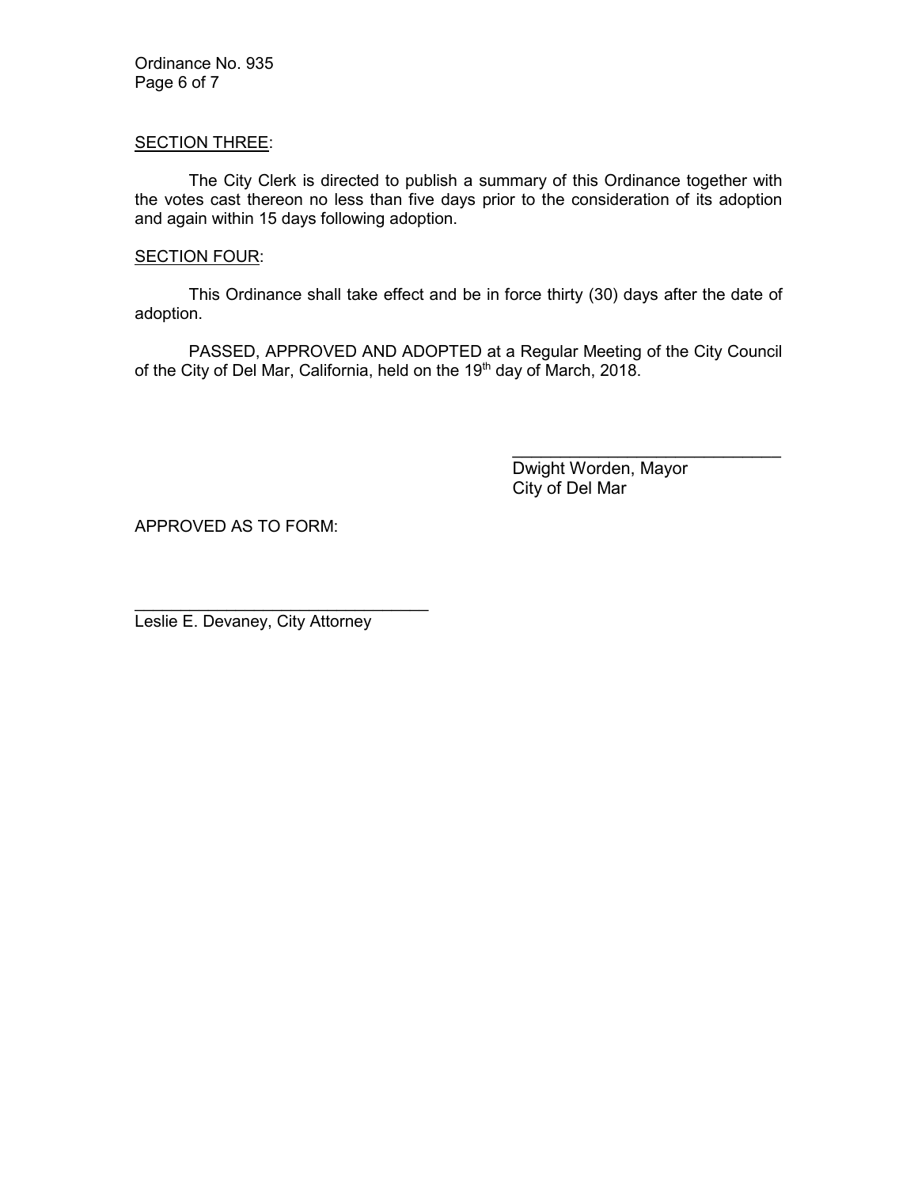<u>SECTION THREE</u>:

The City Clerk is directed to publish a summary of this Ordinance together with the votes cast thereon no less than five days prior to the consideration of its adoption and again within 15 days following adoption.

<u>SECTION FOUR</u>:

This Ordinance shall take effect and be in force thirty (30) days after the date of adoption.

PASSED, APPROVED AND ADOPTED at a Regular Meeting of the City Council of the City of Del Mar, California, held on the 19th day of March, 2018.

______________________________
Dwight Worden, Mayor
City of Del Mar

APPROVED AS TO FORM:

______________________________
Leslie E. Devaney, City Attorney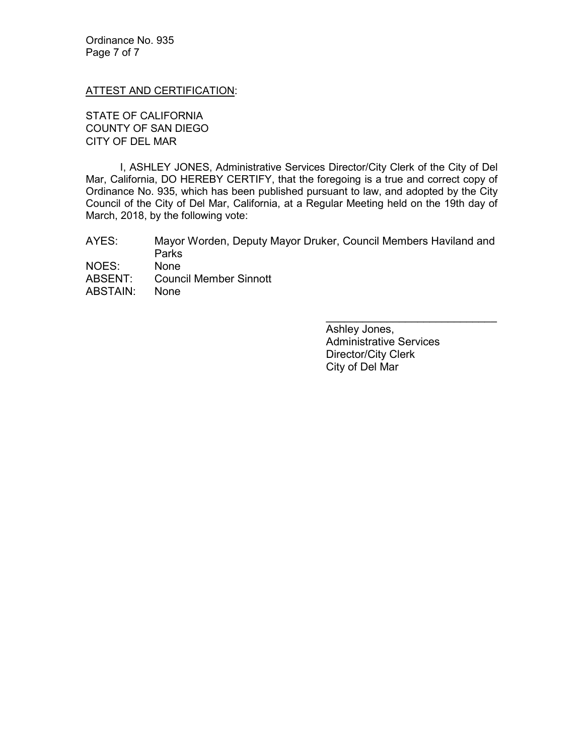ATTEST AND CERTIFICATION:

STATE OF CALIFORNIA
COUNTY OF SAN DIEGO
CITY OF DEL MAR

I, ASHLEY JONES, Administrative Services Director/City Clerk of the City of Del Mar, California, DO HEREBY CERTIFY, that the foregoing is a true and correct copy of Ordinance No. 935, which has been published pursuant to law, and adopted by the City Council of the City of Del Mar, California, at a Regular Meeting held on the 19th day of March, 2018, by the following vote:

| | |
|---|---|
| AYES: | Mayor Worden, Deputy Mayor Druker, Council Members Haviland and Parks |
| NOES: | None |
| ABSENT: | Council Member Sinnott |
| ABSTAIN: | None |

\_\_\_\_\_\_\_\_\_\_\_\_\_\_\_\_\_\_\_\_\_\_\_\_\_\_\_\_
Ashley Jones,
Administrative Services
Director/City Clerk
City of Del Mar